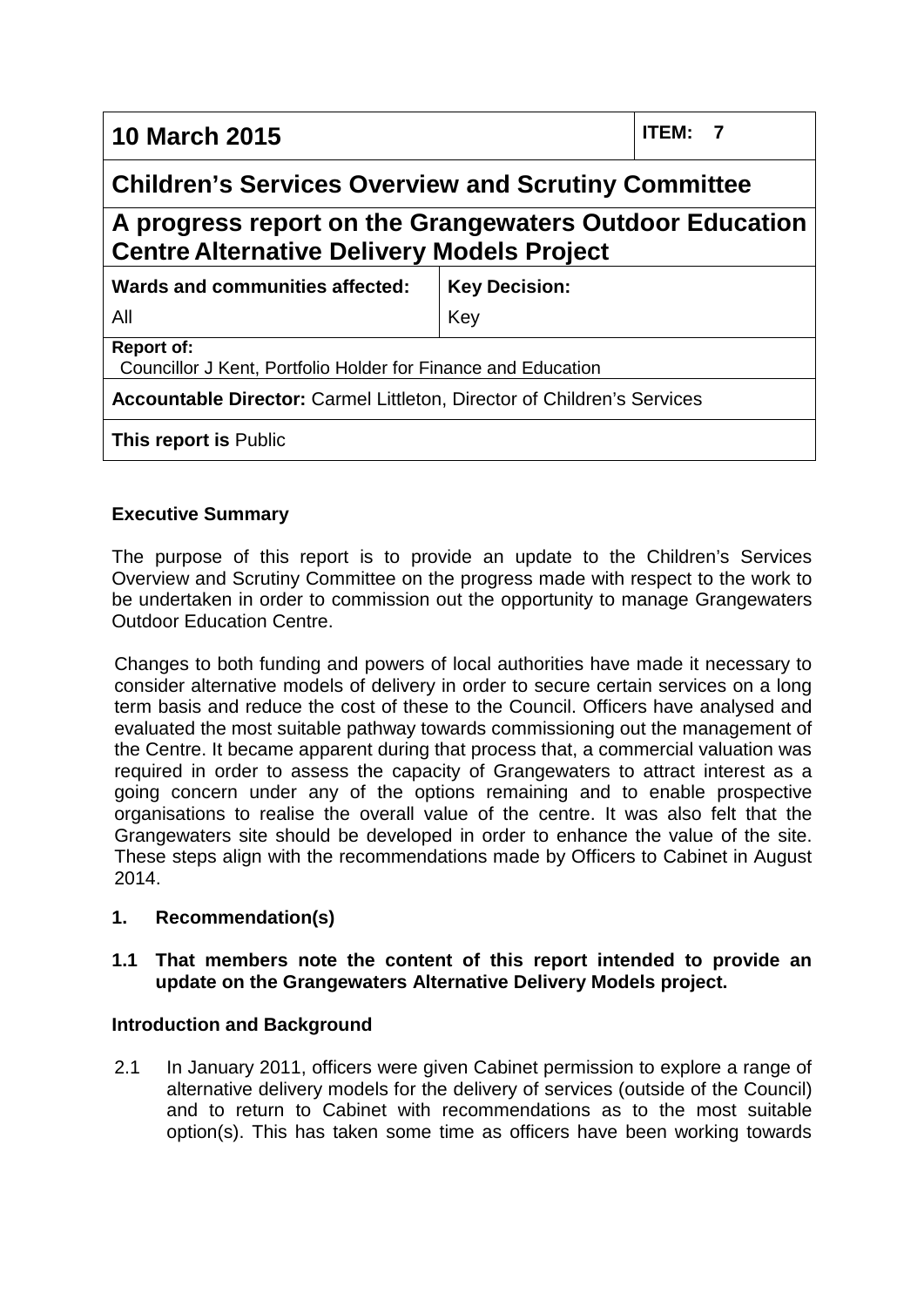| **10 March 2015** | | **ITEM: 7** |
|---|---|---|
| **Children's Services Overview and Scrutiny Committee** | | |
| **A progress report on the Grangewaters Outdoor Education Centre Alternative Delivery Models Project** | | |
| **Wards and communities affected:**<br>All | **Key Decision:**<br>Key | |
| **Report of:**<br>Councillor J Kent, Portfolio Holder for Finance and Education | | |
| **Accountable Director:** Carmel Littleton, Director of Children's Services | | |
| **This report is** Public | | |

**Executive Summary**

The purpose of this report is to provide an update to the Children's Services Overview and Scrutiny Committee on the progress made with respect to the work to be undertaken in order to commission out the opportunity to manage Grangewaters Outdoor Education Centre.

Changes to both funding and powers of local authorities have made it necessary to consider alternative models of delivery in order to secure certain services on a long term basis and reduce the cost of these to the Council. Officers have analysed and evaluated the most suitable pathway towards commissioning out the management of the Centre. It became apparent during that process that, a commercial valuation was required in order to assess the capacity of Grangewaters to attract interest as a going concern under any of the options remaining and to enable prospective organisations to realise the overall value of the centre. It was also felt that the Grangewaters site should be developed in order to enhance the value of the site. These steps align with the recommendations made by Officers to Cabinet in August 2014.

**1. Recommendation(s)**

**1.1 That members note the content of this report intended to provide an update on the Grangewaters Alternative Delivery Models project.**

**Introduction and Background**

2.1 In January 2011, officers were given Cabinet permission to explore a range of alternative delivery models for the delivery of services (outside of the Council) and to return to Cabinet with recommendations as to the most suitable option(s). This has taken some time as officers have been working towards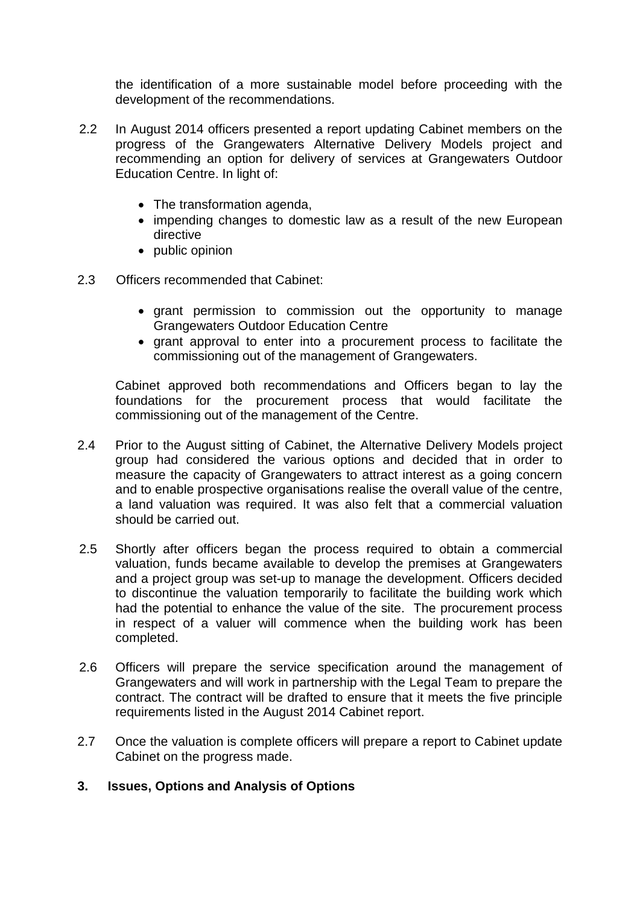the identification of a more sustainable model before proceeding with the development of the recommendations.

2.2 In August 2014 officers presented a report updating Cabinet members on the progress of the Grangewaters Alternative Delivery Models project and recommending an option for delivery of services at Grangewaters Outdoor Education Centre. In light of:

- The transformation agenda,
- impending changes to domestic law as a result of the new European directive
- public opinion

2.3 Officers recommended that Cabinet:

- grant permission to commission out the opportunity to manage Grangewaters Outdoor Education Centre
- grant approval to enter into a procurement process to facilitate the commissioning out of the management of Grangewaters.

Cabinet approved both recommendations and Officers began to lay the foundations for the procurement process that would facilitate the commissioning out of the management of the Centre.

2.4 Prior to the August sitting of Cabinet, the Alternative Delivery Models project group had considered the various options and decided that in order to measure the capacity of Grangewaters to attract interest as a going concern and to enable prospective organisations realise the overall value of the centre, a land valuation was required. It was also felt that a commercial valuation should be carried out.

2.5 Shortly after officers began the process required to obtain a commercial valuation, funds became available to develop the premises at Grangewaters and a project group was set-up to manage the development. Officers decided to discontinue the valuation temporarily to facilitate the building work which had the potential to enhance the value of the site. The procurement process in respect of a valuer will commence when the building work has been completed.

2.6 Officers will prepare the service specification around the management of Grangewaters and will work in partnership with the Legal Team to prepare the contract. The contract will be drafted to ensure that it meets the five principle requirements listed in the August 2014 Cabinet report.

2.7 Once the valuation is complete officers will prepare a report to Cabinet update Cabinet on the progress made.

## 3. Issues, Options and Analysis of Options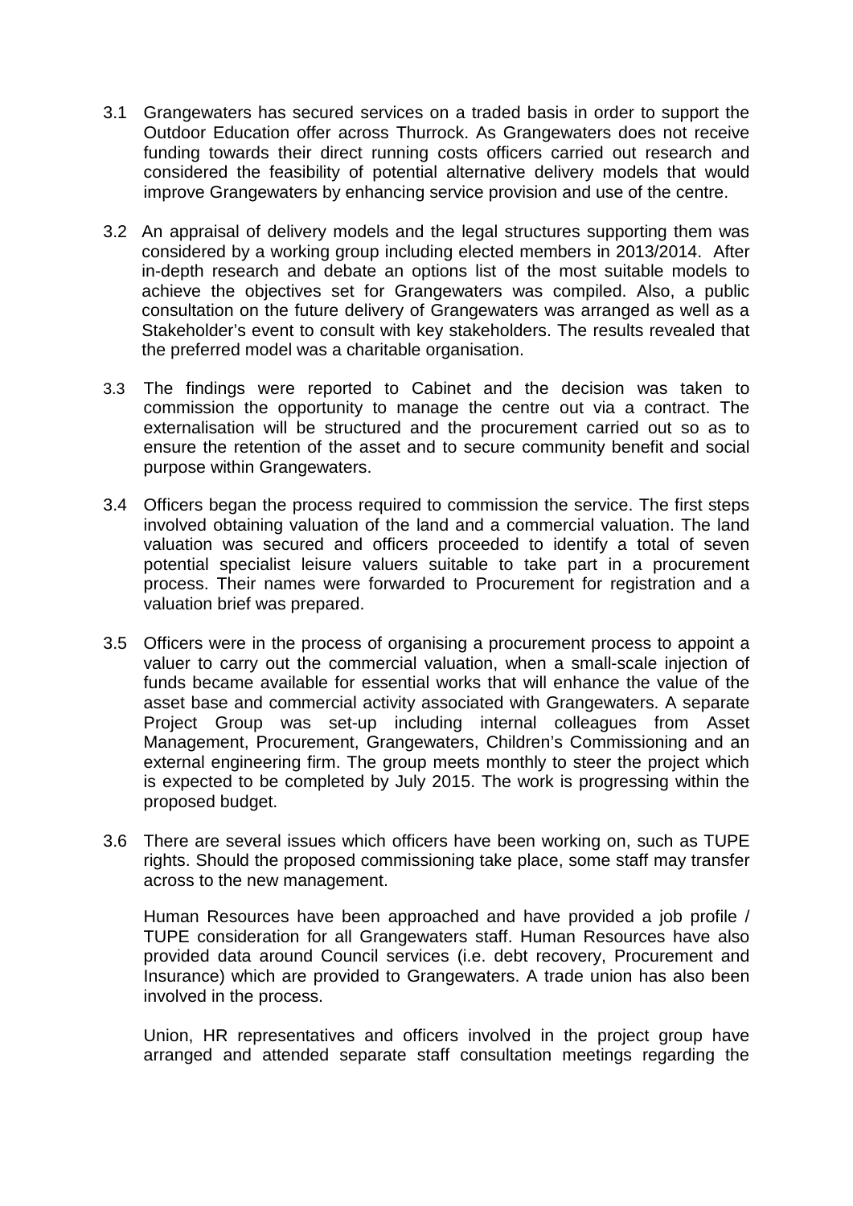3.1 Grangewaters has secured services on a traded basis in order to support the Outdoor Education offer across Thurrock. As Grangewaters does not receive funding towards their direct running costs officers carried out research and considered the feasibility of potential alternative delivery models that would improve Grangewaters by enhancing service provision and use of the centre.

3.2 An appraisal of delivery models and the legal structures supporting them was considered by a working group including elected members in 2013/2014. After in-depth research and debate an options list of the most suitable models to achieve the objectives set for Grangewaters was compiled. Also, a public consultation on the future delivery of Grangewaters was arranged as well as a Stakeholder's event to consult with key stakeholders. The results revealed that the preferred model was a charitable organisation.

3.3 The findings were reported to Cabinet and the decision was taken to commission the opportunity to manage the centre out via a contract. The externalisation will be structured and the procurement carried out so as to ensure the retention of the asset and to secure community benefit and social purpose within Grangewaters.

3.4 Officers began the process required to commission the service. The first steps involved obtaining valuation of the land and a commercial valuation. The land valuation was secured and officers proceeded to identify a total of seven potential specialist leisure valuers suitable to take part in a procurement process. Their names were forwarded to Procurement for registration and a valuation brief was prepared.

3.5 Officers were in the process of organising a procurement process to appoint a valuer to carry out the commercial valuation, when a small-scale injection of funds became available for essential works that will enhance the value of the asset base and commercial activity associated with Grangewaters. A separate Project Group was set-up including internal colleagues from Asset Management, Procurement, Grangewaters, Children's Commissioning and an external engineering firm. The group meets monthly to steer the project which is expected to be completed by July 2015. The work is progressing within the proposed budget.

3.6 There are several issues which officers have been working on, such as TUPE rights. Should the proposed commissioning take place, some staff may transfer across to the new management.

Human Resources have been approached and have provided a job profile / TUPE consideration for all Grangewaters staff. Human Resources have also provided data around Council services (i.e. debt recovery, Procurement and Insurance) which are provided to Grangewaters. A trade union has also been involved in the process.

Union, HR representatives and officers involved in the project group have arranged and attended separate staff consultation meetings regarding the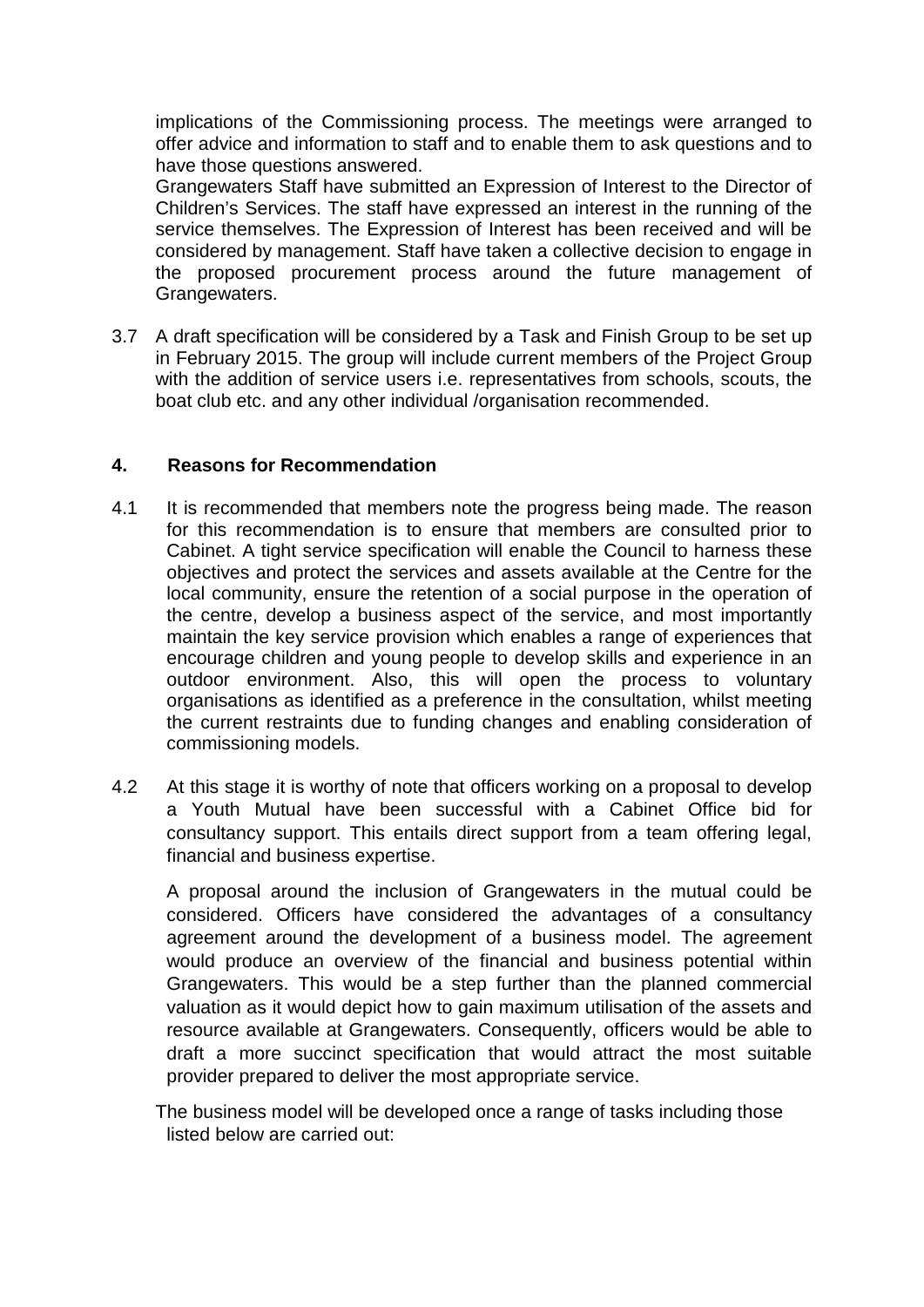implications of the Commissioning process. The meetings were arranged to offer advice and information to staff and to enable them to ask questions and to have those questions answered.

Grangewaters Staff have submitted an Expression of Interest to the Director of Children's Services. The staff have expressed an interest in the running of the service themselves. The Expression of Interest has been received and will be considered by management. Staff have taken a collective decision to engage in the proposed procurement process around the future management of Grangewaters.

3.7 A draft specification will be considered by a Task and Finish Group to be set up in February 2015. The group will include current members of the Project Group with the addition of service users i.e. representatives from schools, scouts, the boat club etc. and any other individual /organisation recommended.

## 4. Reasons for Recommendation

4.1 It is recommended that members note the progress being made. The reason for this recommendation is to ensure that members are consulted prior to Cabinet. A tight service specification will enable the Council to harness these objectives and protect the services and assets available at the Centre for the local community, ensure the retention of a social purpose in the operation of the centre, develop a business aspect of the service, and most importantly maintain the key service provision which enables a range of experiences that encourage children and young people to develop skills and experience in an outdoor environment. Also, this will open the process to voluntary organisations as identified as a preference in the consultation, whilst meeting the current restraints due to funding changes and enabling consideration of commissioning models.

4.2 At this stage it is worthy of note that officers working on a proposal to develop a Youth Mutual have been successful with a Cabinet Office bid for consultancy support. This entails direct support from a team offering legal, financial and business expertise.

A proposal around the inclusion of Grangewaters in the mutual could be considered. Officers have considered the advantages of a consultancy agreement around the development of a business model. The agreement would produce an overview of the financial and business potential within Grangewaters. This would be a step further than the planned commercial valuation as it would depict how to gain maximum utilisation of the assets and resource available at Grangewaters. Consequently, officers would be able to draft a more succinct specification that would attract the most suitable provider prepared to deliver the most appropriate service.

The business model will be developed once a range of tasks including those listed below are carried out: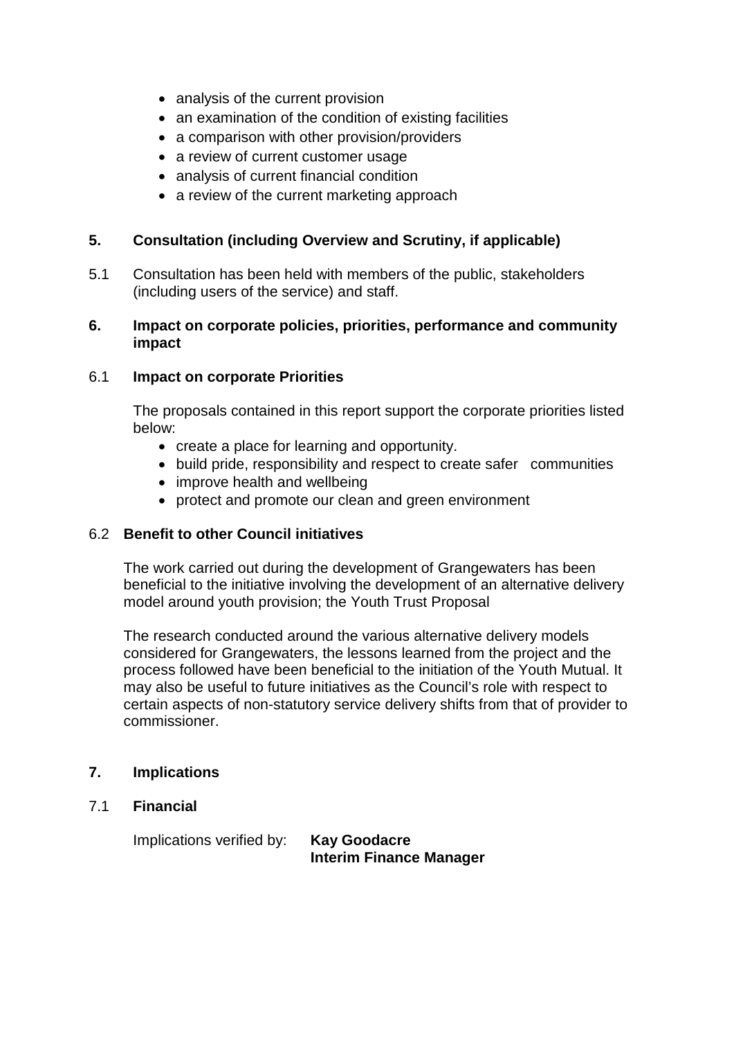- analysis of the current provision
- an examination of the condition of existing facilities
- a comparison with other provision/providers
- a review of current customer usage
- analysis of current financial condition
- a review of the current marketing approach

## 5. Consultation (including Overview and Scrutiny, if applicable)

5.1 Consultation has been held with members of the public, stakeholders (including users of the service) and staff.

## 6. Impact on corporate policies, priorities, performance and community impact

### 6.1 Impact on corporate Priorities

The proposals contained in this report support the corporate priorities listed below:

- create a place for learning and opportunity.
- build pride, responsibility and respect to create safer communities
- improve health and wellbeing
- protect and promote our clean and green environment

### 6.2 Benefit to other Council initiatives

The work carried out during the development of Grangewaters has been beneficial to the initiative involving the development of an alternative delivery model around youth provision; the Youth Trust Proposal

The research conducted around the various alternative delivery models considered for Grangewaters, the lessons learned from the project and the process followed have been beneficial to the initiation of the Youth Mutual. It may also be useful to future initiatives as the Council's role with respect to certain aspects of non-statutory service delivery shifts from that of provider to commissioner.

## 7. Implications

### 7.1 Financial

Implications verified by: **Kay Goodacre**
**Interim Finance Manager**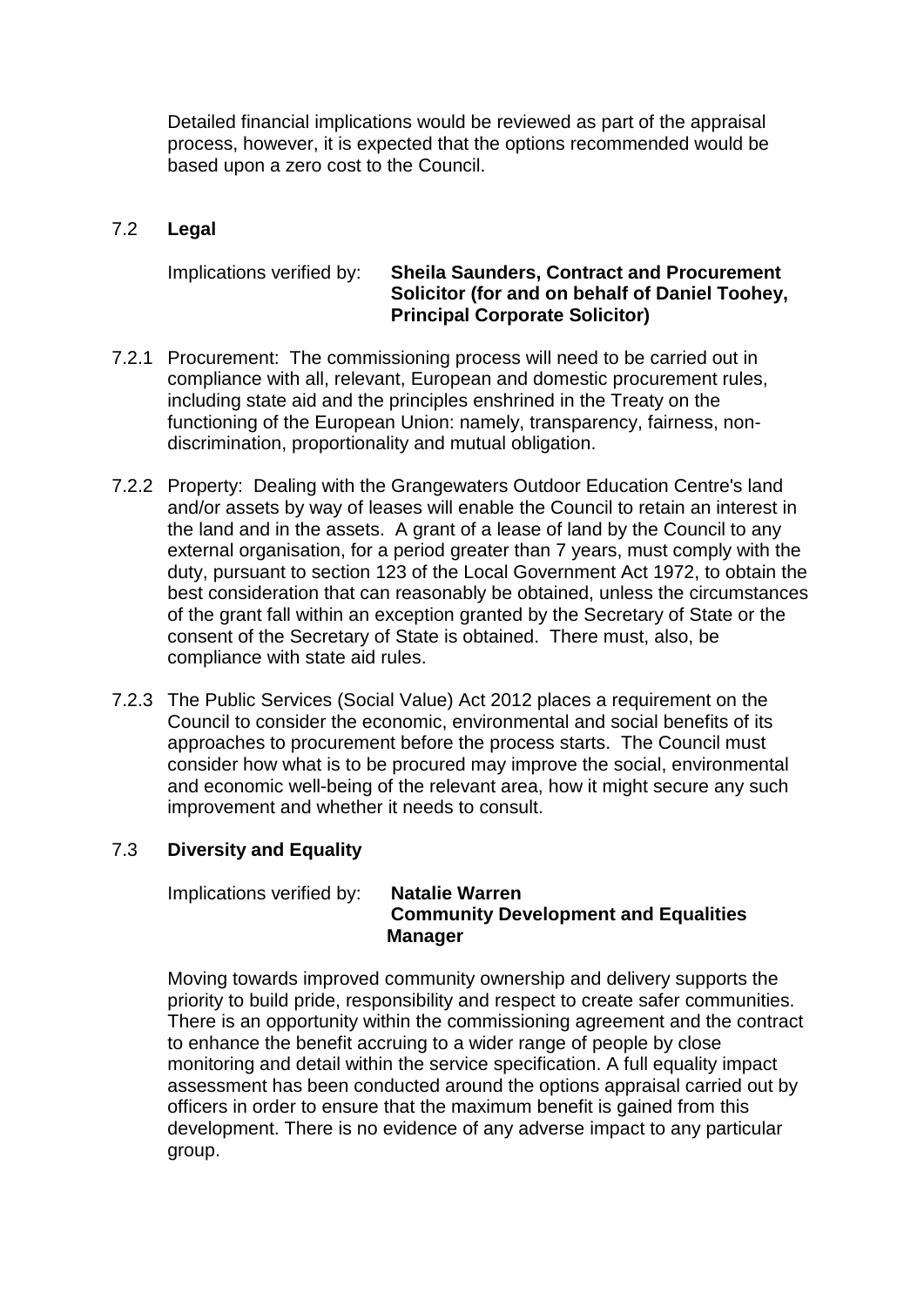Detailed financial implications would be reviewed as part of the appraisal process, however, it is expected that the options recommended would be based upon a zero cost to the Council.

7.2 **Legal**

Implications verified by: **Sheila Saunders, Contract and Procurement Solicitor (for and on behalf of Daniel Toohey, Principal Corporate Solicitor)**

7.2.1 Procurement: The commissioning process will need to be carried out in compliance with all, relevant, European and domestic procurement rules, including state aid and the principles enshrined in the Treaty on the functioning of the European Union: namely, transparency, fairness, non-discrimination, proportionality and mutual obligation.

7.2.2 Property: Dealing with the Grangewaters Outdoor Education Centre's land and/or assets by way of leases will enable the Council to retain an interest in the land and in the assets. A grant of a lease of land by the Council to any external organisation, for a period greater than 7 years, must comply with the duty, pursuant to section 123 of the Local Government Act 1972, to obtain the best consideration that can reasonably be obtained, unless the circumstances of the grant fall within an exception granted by the Secretary of State or the consent of the Secretary of State is obtained. There must, also, be compliance with state aid rules.

7.2.3 The Public Services (Social Value) Act 2012 places a requirement on the Council to consider the economic, environmental and social benefits of its approaches to procurement before the process starts. The Council must consider how what is to be procured may improve the social, environmental and economic well-being of the relevant area, how it might secure any such improvement and whether it needs to consult.

7.3 **Diversity and Equality**

Implications verified by: **Natalie Warren**
**Community Development and Equalities Manager**

Moving towards improved community ownership and delivery supports the priority to build pride, responsibility and respect to create safer communities. There is an opportunity within the commissioning agreement and the contract to enhance the benefit accruing to a wider range of people by close monitoring and detail within the service specification. A full equality impact assessment has been conducted around the options appraisal carried out by officers in order to ensure that the maximum benefit is gained from this development. There is no evidence of any adverse impact to any particular group.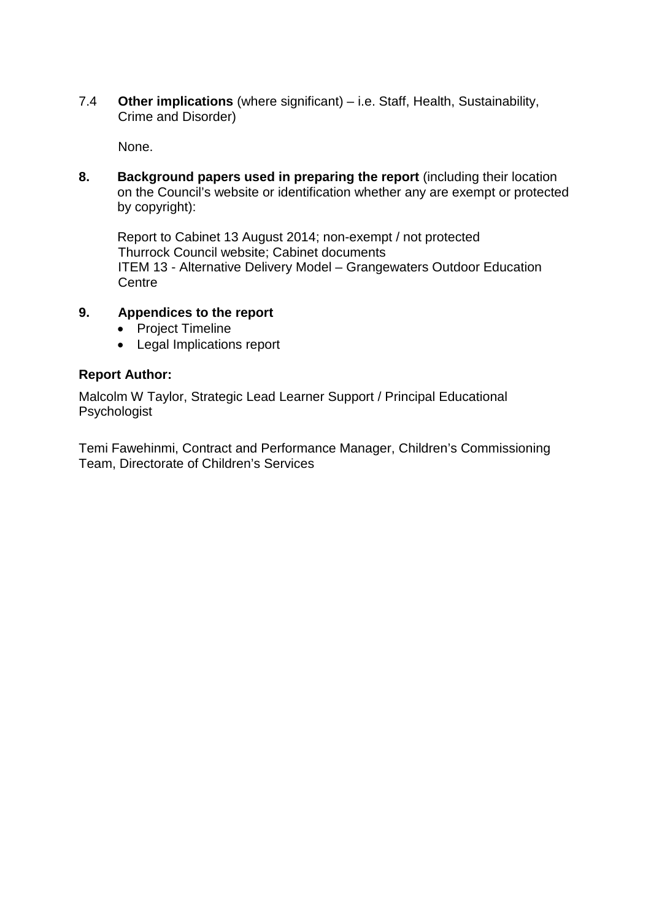7.4 **Other implications** (where significant) – i.e. Staff, Health, Sustainability, Crime and Disorder)

None.

**8. Background papers used in preparing the report** (including their location on the Council's website or identification whether any are exempt or protected by copyright):

Report to Cabinet 13 August 2014; non-exempt / not protected
Thurrock Council website; Cabinet documents
ITEM 13 - Alternative Delivery Model – Grangewaters Outdoor Education Centre

**9. Appendices to the report**

- Project Timeline
- Legal Implications report

**Report Author:**

Malcolm W Taylor, Strategic Lead Learner Support / Principal Educational Psychologist

Temi Fawehinmi, Contract and Performance Manager, Children's Commissioning Team, Directorate of Children's Services